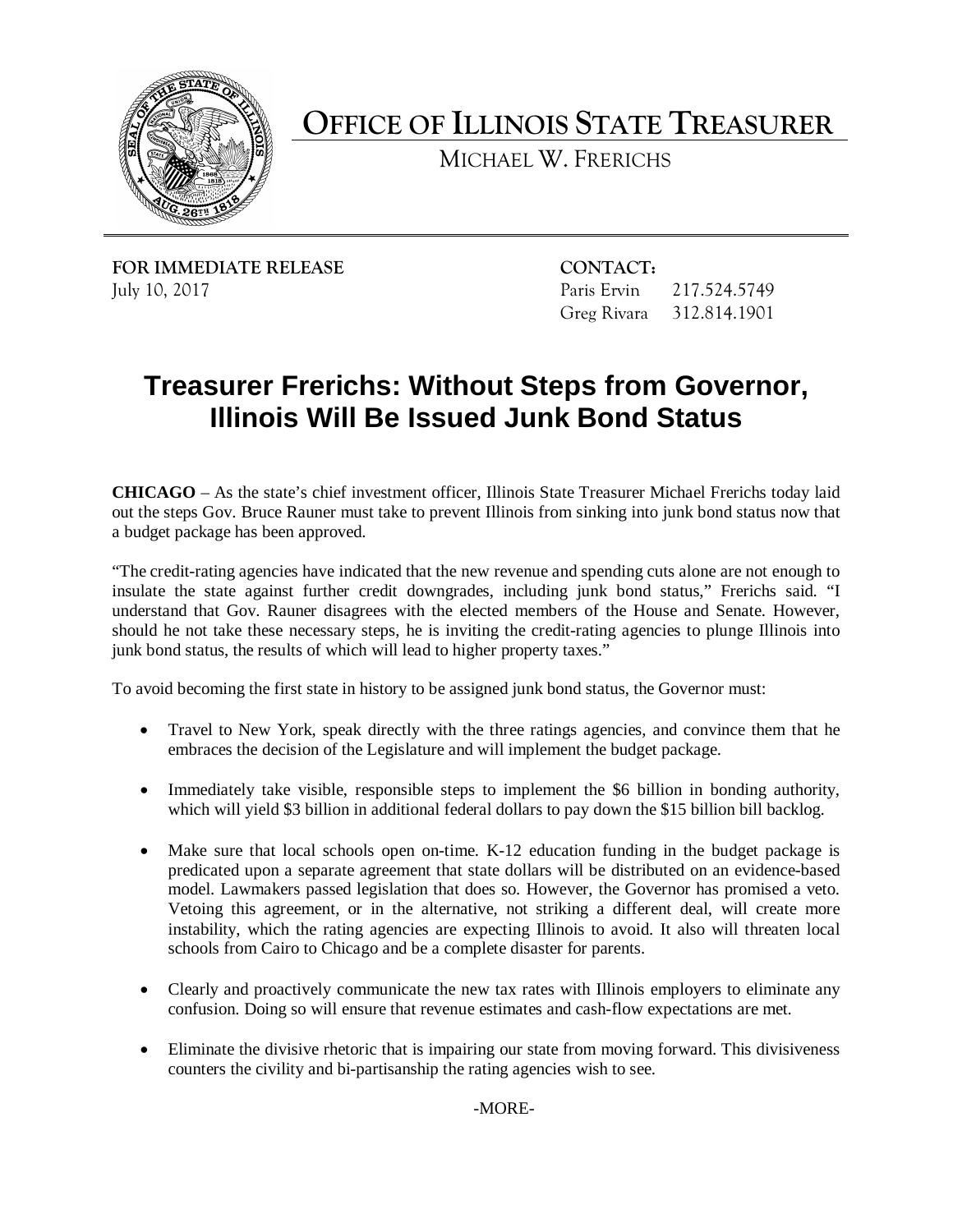# OFFICE OF ILLINOIS STATE TREASURER

MICHAEL W. FRERICHS

**FOR IMMEDIATE RELEASE**
July 10, 2017

**CONTACT:**
Paris Ervin 217.524.5749
Greg Rivara 312.814.1901

## Treasurer Frerichs: Without Steps from Governor, Illinois Will Be Issued Junk Bond Status

**CHICAGO** – As the state's chief investment officer, Illinois State Treasurer Michael Frerichs today laid out the steps Gov. Bruce Rauner must take to prevent Illinois from sinking into junk bond status now that a budget package has been approved.

"The credit-rating agencies have indicated that the new revenue and spending cuts alone are not enough to insulate the state against further credit downgrades, including junk bond status," Frerichs said. "I understand that Gov. Rauner disagrees with the elected members of the House and Senate. However, should he not take these necessary steps, he is inviting the credit-rating agencies to plunge Illinois into junk bond status, the results of which will lead to higher property taxes."

To avoid becoming the first state in history to be assigned junk bond status, the Governor must:

- Travel to New York, speak directly with the three ratings agencies, and convince them that he embraces the decision of the Legislature and will implement the budget package.
- Immediately take visible, responsible steps to implement the $6 billion in bonding authority, which will yield $3 billion in additional federal dollars to pay down the $15 billion bill backlog.
- Make sure that local schools open on-time. K-12 education funding in the budget package is predicated upon a separate agreement that state dollars will be distributed on an evidence-based model. Lawmakers passed legislation that does so. However, the Governor has promised a veto. Vetoing this agreement, or in the alternative, not striking a different deal, will create more instability, which the rating agencies are expecting Illinois to avoid. It also will threaten local schools from Cairo to Chicago and be a complete disaster for parents.
- Clearly and proactively communicate the new tax rates with Illinois employers to eliminate any confusion. Doing so will ensure that revenue estimates and cash-flow expectations are met.
- Eliminate the divisive rhetoric that is impairing our state from moving forward. This divisiveness counters the civility and bi-partisanship the rating agencies wish to see.

-MORE-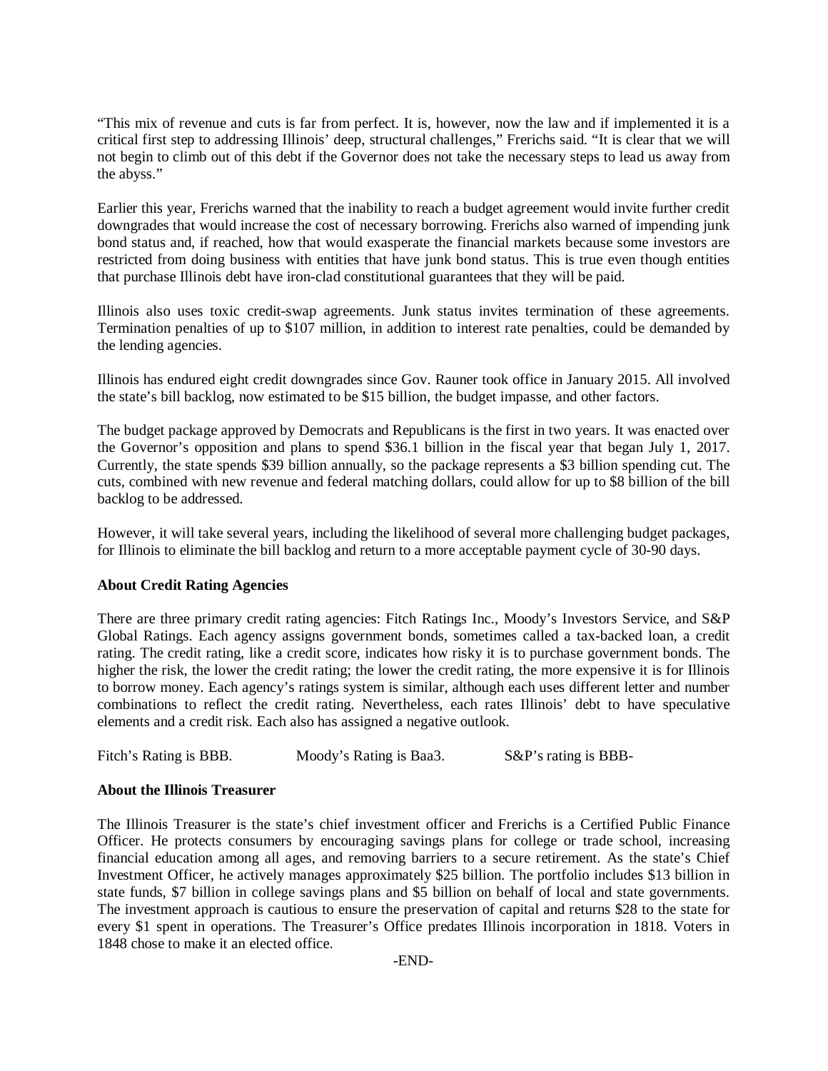"This mix of revenue and cuts is far from perfect. It is, however, now the law and if implemented it is a critical first step to addressing Illinois' deep, structural challenges," Frerichs said. "It is clear that we will not begin to climb out of this debt if the Governor does not take the necessary steps to lead us away from the abyss."

Earlier this year, Frerichs warned that the inability to reach a budget agreement would invite further credit downgrades that would increase the cost of necessary borrowing. Frerichs also warned of impending junk bond status and, if reached, how that would exasperate the financial markets because some investors are restricted from doing business with entities that have junk bond status. This is true even though entities that purchase Illinois debt have iron-clad constitutional guarantees that they will be paid.

Illinois also uses toxic credit-swap agreements. Junk status invites termination of these agreements. Termination penalties of up to $107 million, in addition to interest rate penalties, could be demanded by the lending agencies.

Illinois has endured eight credit downgrades since Gov. Rauner took office in January 2015. All involved the state's bill backlog, now estimated to be $15 billion, the budget impasse, and other factors.

The budget package approved by Democrats and Republicans is the first in two years. It was enacted over the Governor's opposition and plans to spend $36.1 billion in the fiscal year that began July 1, 2017. Currently, the state spends $39 billion annually, so the package represents a $3 billion spending cut. The cuts, combined with new revenue and federal matching dollars, could allow for up to $8 billion of the bill backlog to be addressed.

However, it will take several years, including the likelihood of several more challenging budget packages, for Illinois to eliminate the bill backlog and return to a more acceptable payment cycle of 30-90 days.

**About Credit Rating Agencies**

There are three primary credit rating agencies: Fitch Ratings Inc., Moody's Investors Service, and S&P Global Ratings. Each agency assigns government bonds, sometimes called a tax-backed loan, a credit rating. The credit rating, like a credit score, indicates how risky it is to purchase government bonds. The higher the risk, the lower the credit rating; the lower the credit rating, the more expensive it is for Illinois to borrow money. Each agency's ratings system is similar, although each uses different letter and number combinations to reflect the credit rating. Nevertheless, each rates Illinois' debt to have speculative elements and a credit risk. Each also has assigned a negative outlook.

Fitch's Rating is BBB. Moody's Rating is Baa3. S&P's rating is BBB-

**About the Illinois Treasurer**

The Illinois Treasurer is the state's chief investment officer and Frerichs is a Certified Public Finance Officer. He protects consumers by encouraging savings plans for college or trade school, increasing financial education among all ages, and removing barriers to a secure retirement. As the state's Chief Investment Officer, he actively manages approximately $25 billion. The portfolio includes $13 billion in state funds, $7 billion in college savings plans and $5 billion on behalf of local and state governments. The investment approach is cautious to ensure the preservation of capital and returns $28 to the state for every $1 spent in operations. The Treasurer's Office predates Illinois incorporation in 1818. Voters in 1848 chose to make it an elected office.

-END-